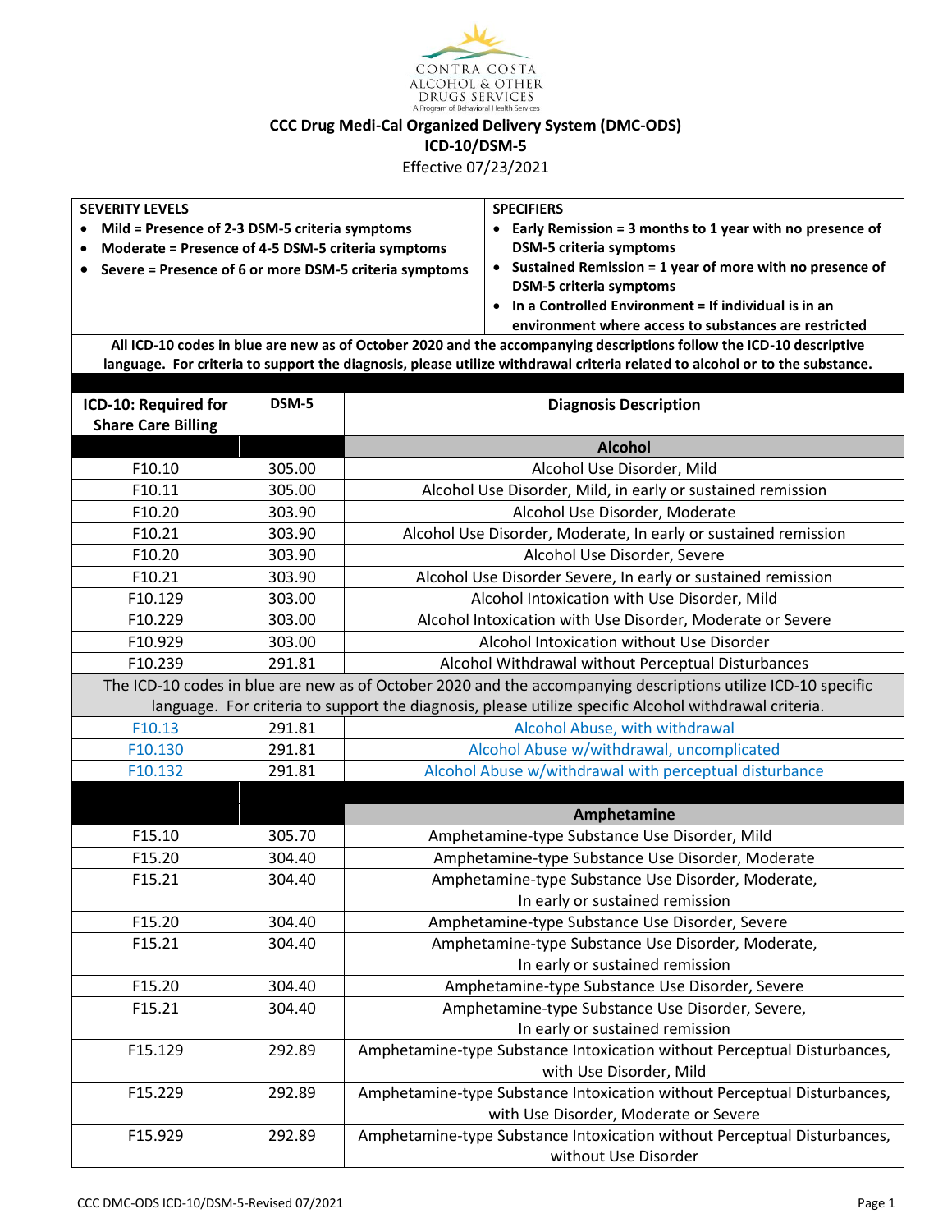CONTRA COSTA
ALCOHOL & OTHER
DRUGS SERVICES
A Program of Behavioral Health Services

# CCC Drug Medi-Cal Organized Delivery System (DMC-ODS)
## ICD-10/DSM-5
Effective 07/23/2021

| SEVERITY LEVELS | SPECIFIERS |
|---|---|
| • **Mild = Presence of 2-3 DSM-5 criteria symptoms**<br>• **Moderate = Presence of 4-5 DSM-5 criteria symptoms**<br>• **Severe = Presence of 6 or more DSM-5 criteria symptoms** | • **Early Remission = 3 months to 1 year with no presence of DSM-5 criteria symptoms**<br>• **Sustained Remission = 1 year of more with no presence of DSM-5 criteria symptoms**<br>• **In a Controlled Environment = If individual is in an environment where access to substances are restricted** |

**All ICD-10 codes in blue are new as of October 2020 and the accompanying descriptions follow the ICD-10 descriptive language. For criteria to support the diagnosis, please utilize withdrawal criteria related to alcohol or to the substance.**

| ICD-10: Required for Share Care Billing | DSM-5 | Diagnosis Description |
|---|---|---|
| | | **Alcohol** |
| F10.10 | 305.00 | Alcohol Use Disorder, Mild |
| F10.11 | 305.00 | Alcohol Use Disorder, Mild, in early or sustained remission |
| F10.20 | 303.90 | Alcohol Use Disorder, Moderate |
| F10.21 | 303.90 | Alcohol Use Disorder, Moderate, In early or sustained remission |
| F10.20 | 303.90 | Alcohol Use Disorder, Severe |
| F10.21 | 303.90 | Alcohol Use Disorder Severe, In early or sustained remission |
| F10.129 | 303.00 | Alcohol Intoxication with Use Disorder, Mild |
| F10.229 | 303.00 | Alcohol Intoxication with Use Disorder, Moderate or Severe |
| F10.929 | 303.00 | Alcohol Intoxication without Use Disorder |
| F10.239 | 291.81 | Alcohol Withdrawal without Perceptual Disturbances |
| The ICD-10 codes in blue are new as of October 2020 and the accompanying descriptions utilize ICD-10 specific language. For criteria to support the diagnosis, please utilize specific Alcohol withdrawal criteria. | | |
| F10.13 | 291.81 | Alcohol Abuse, with withdrawal |
| F10.130 | 291.81 | Alcohol Abuse w/withdrawal, uncomplicated |
| F10.132 | 291.81 | Alcohol Abuse w/withdrawal with perceptual disturbance |
| | | **Amphetamine** |
| F15.10 | 305.70 | Amphetamine-type Substance Use Disorder, Mild |
| F15.20 | 304.40 | Amphetamine-type Substance Use Disorder, Moderate |
| F15.21 | 304.40 | Amphetamine-type Substance Use Disorder, Moderate, In early or sustained remission |
| F15.20 | 304.40 | Amphetamine-type Substance Use Disorder, Severe |
| F15.21 | 304.40 | Amphetamine-type Substance Use Disorder, Moderate, In early or sustained remission |
| F15.20 | 304.40 | Amphetamine-type Substance Use Disorder, Severe |
| F15.21 | 304.40 | Amphetamine-type Substance Use Disorder, Severe, In early or sustained remission |
| F15.129 | 292.89 | Amphetamine-type Substance Intoxication without Perceptual Disturbances, with Use Disorder, Mild |
| F15.229 | 292.89 | Amphetamine-type Substance Intoxication without Perceptual Disturbances, with Use Disorder, Moderate or Severe |
| F15.929 | 292.89 | Amphetamine-type Substance Intoxication without Perceptual Disturbances, without Use Disorder |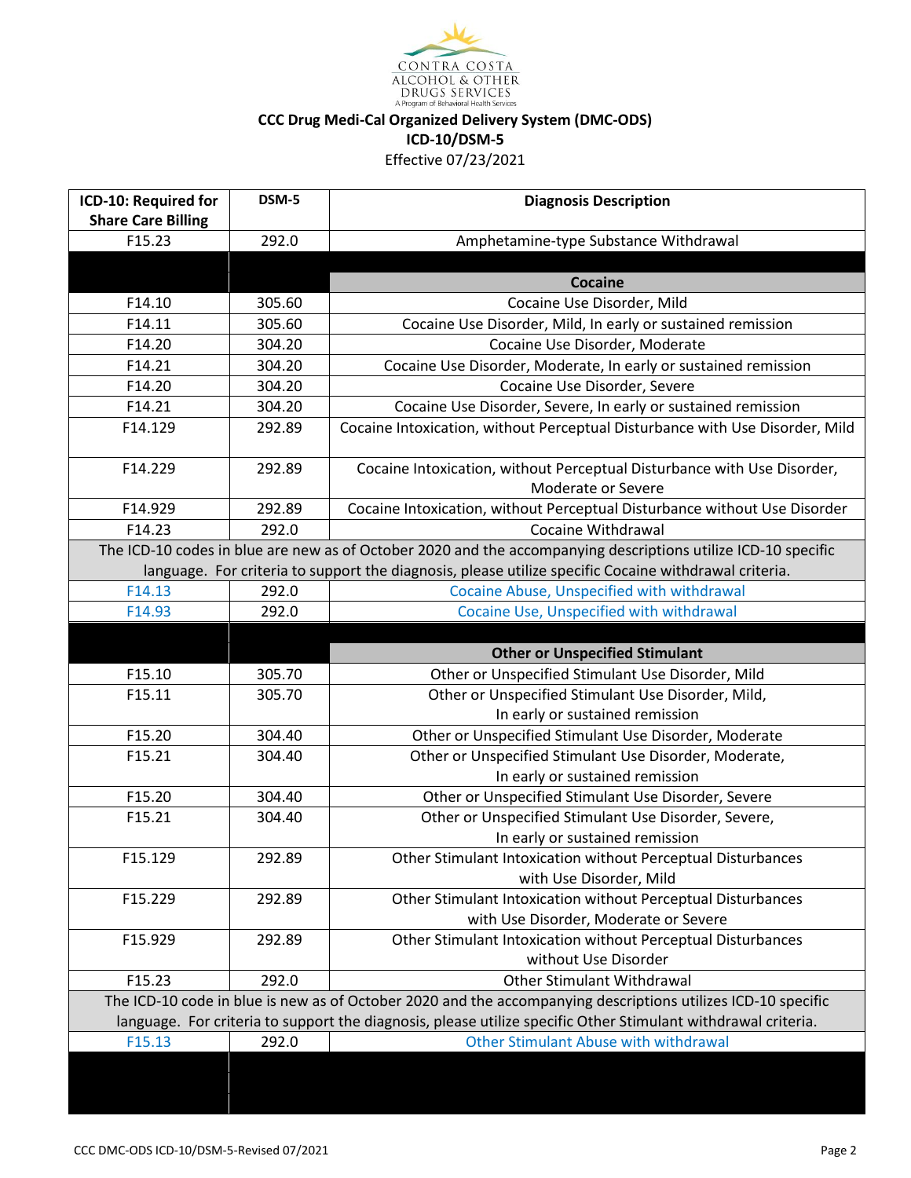CONTRA COSTA ALCOHOL & OTHER DRUGS SERVICES
A Program of Behavioral Health Services

**CCC Drug Medi-Cal Organized Delivery System (DMC-ODS)**
**ICD-10/DSM-5**
Effective 07/23/2021

| ICD-10: Required for Share Care Billing | DSM-5 | Diagnosis Description |
|---|---|---|
| F15.23 | 292.0 | Amphetamine-type Substance Withdrawal |
| | | |
| | | **Cocaine** |
| F14.10 | 305.60 | Cocaine Use Disorder, Mild |
| F14.11 | 305.60 | Cocaine Use Disorder, Mild, In early or sustained remission |
| F14.20 | 304.20 | Cocaine Use Disorder, Moderate |
| F14.21 | 304.20 | Cocaine Use Disorder, Moderate, In early or sustained remission |
| F14.20 | 304.20 | Cocaine Use Disorder, Severe |
| F14.21 | 304.20 | Cocaine Use Disorder, Severe, In early or sustained remission |
| F14.129 | 292.89 | Cocaine Intoxication, without Perceptual Disturbance with Use Disorder, Mild |
| F14.229 | 292.89 | Cocaine Intoxication, without Perceptual Disturbance with Use Disorder, Moderate or Severe |
| F14.929 | 292.89 | Cocaine Intoxication, without Perceptual Disturbance without Use Disorder |
| F14.23 | 292.0 | Cocaine Withdrawal |
| The ICD-10 codes in blue are new as of October 2020 and the accompanying descriptions utilize ICD-10 specific language. For criteria to support the diagnosis, please utilize specific Cocaine withdrawal criteria. | | |
| F14.13 | 292.0 | Cocaine Abuse, Unspecified with withdrawal |
| F14.93 | 292.0 | Cocaine Use, Unspecified with withdrawal |
| | | |
| | | **Other or Unspecified Stimulant** |
| F15.10 | 305.70 | Other or Unspecified Stimulant Use Disorder, Mild |
| F15.11 | 305.70 | Other or Unspecified Stimulant Use Disorder, Mild, In early or sustained remission |
| F15.20 | 304.40 | Other or Unspecified Stimulant Use Disorder, Moderate |
| F15.21 | 304.40 | Other or Unspecified Stimulant Use Disorder, Moderate, In early or sustained remission |
| F15.20 | 304.40 | Other or Unspecified Stimulant Use Disorder, Severe |
| F15.21 | 304.40 | Other or Unspecified Stimulant Use Disorder, Severe, In early or sustained remission |
| F15.129 | 292.89 | Other Stimulant Intoxication without Perceptual Disturbances with Use Disorder, Mild |
| F15.229 | 292.89 | Other Stimulant Intoxication without Perceptual Disturbances with Use Disorder, Moderate or Severe |
| F15.929 | 292.89 | Other Stimulant Intoxication without Perceptual Disturbances without Use Disorder |
| F15.23 | 292.0 | Other Stimulant Withdrawal |
| The ICD-10 code in blue is new as of October 2020 and the accompanying descriptions utilizes ICD-10 specific language. For criteria to support the diagnosis, please utilize specific Other Stimulant withdrawal criteria. | | |
| F15.13 | 292.0 | Other Stimulant Abuse with withdrawal |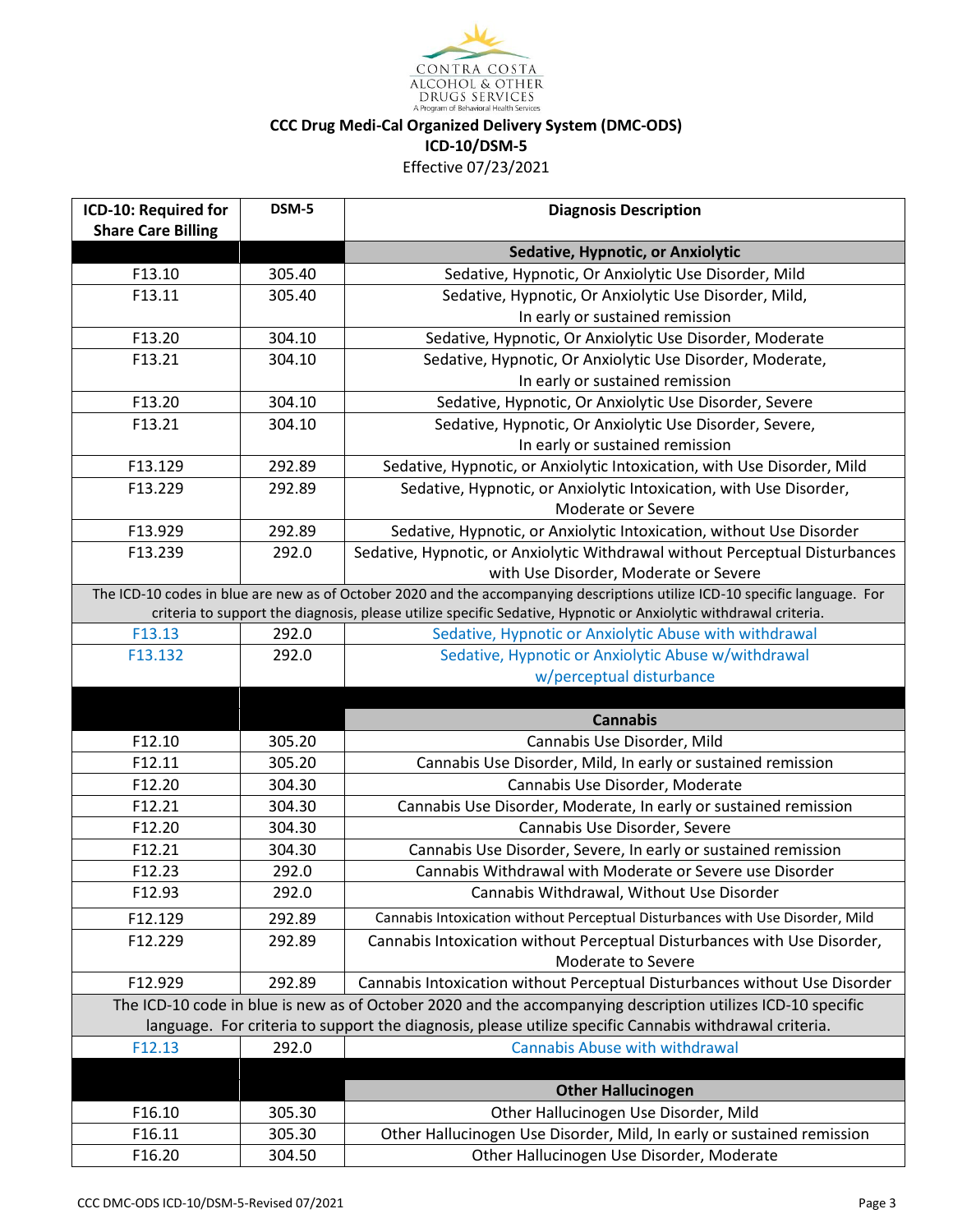CONTRA COSTA ALCOHOL & OTHER DRUGS SERVICES
A Program of Behavioral Health Services

**CCC Drug Medi-Cal Organized Delivery System (DMC-ODS)**
**ICD-10/DSM-5**
Effective 07/23/2021

| ICD-10: Required for Share Care Billing | DSM-5 | Diagnosis Description |
|---|---|---|
| | | **Sedative, Hypnotic, or Anxiolytic** |
| F13.10 | 305.40 | Sedative, Hypnotic, Or Anxiolytic Use Disorder, Mild |
| F13.11 | 305.40 | Sedative, Hypnotic, Or Anxiolytic Use Disorder, Mild, In early or sustained remission |
| F13.20 | 304.10 | Sedative, Hypnotic, Or Anxiolytic Use Disorder, Moderate |
| F13.21 | 304.10 | Sedative, Hypnotic, Or Anxiolytic Use Disorder, Moderate, In early or sustained remission |
| F13.20 | 304.10 | Sedative, Hypnotic, Or Anxiolytic Use Disorder, Severe |
| F13.21 | 304.10 | Sedative, Hypnotic, Or Anxiolytic Use Disorder, Severe, In early or sustained remission |
| F13.129 | 292.89 | Sedative, Hypnotic, or Anxiolytic Intoxication, with Use Disorder, Mild |
| F13.229 | 292.89 | Sedative, Hypnotic, or Anxiolytic Intoxication, with Use Disorder, Moderate or Severe |
| F13.929 | 292.89 | Sedative, Hypnotic, or Anxiolytic Intoxication, without Use Disorder |
| F13.239 | 292.0 | Sedative, Hypnotic, or Anxiolytic Withdrawal without Perceptual Disturbances with Use Disorder, Moderate or Severe |
| The ICD-10 codes in blue are new as of October 2020 and the accompanying descriptions utilize ICD-10 specific language. For criteria to support the diagnosis, please utilize specific Sedative, Hypnotic or Anxiolytic withdrawal criteria. | | |
| F13.13 | 292.0 | Sedative, Hypnotic or Anxiolytic Abuse with withdrawal |
| F13.132 | 292.0 | Sedative, Hypnotic or Anxiolytic Abuse w/withdrawal w/perceptual disturbance |
| | | |
| | | **Cannabis** |
| F12.10 | 305.20 | Cannabis Use Disorder, Mild |
| F12.11 | 305.20 | Cannabis Use Disorder, Mild, In early or sustained remission |
| F12.20 | 304.30 | Cannabis Use Disorder, Moderate |
| F12.21 | 304.30 | Cannabis Use Disorder, Moderate, In early or sustained remission |
| F12.20 | 304.30 | Cannabis Use Disorder, Severe |
| F12.21 | 304.30 | Cannabis Use Disorder, Severe, In early or sustained remission |
| F12.23 | 292.0 | Cannabis Withdrawal with Moderate or Severe use Disorder |
| F12.93 | 292.0 | Cannabis Withdrawal, Without Use Disorder |
| F12.129 | 292.89 | Cannabis Intoxication without Perceptual Disturbances with Use Disorder, Mild |
| F12.229 | 292.89 | Cannabis Intoxication without Perceptual Disturbances with Use Disorder, Moderate to Severe |
| F12.929 | 292.89 | Cannabis Intoxication without Perceptual Disturbances without Use Disorder |
| The ICD-10 code in blue is new as of October 2020 and the accompanying description utilizes ICD-10 specific language. For criteria to support the diagnosis, please utilize specific Cannabis withdrawal criteria. | | |
| F12.13 | 292.0 | Cannabis Abuse with withdrawal |
| | | |
| | | **Other Hallucinogen** |
| F16.10 | 305.30 | Other Hallucinogen Use Disorder, Mild |
| F16.11 | 305.30 | Other Hallucinogen Use Disorder, Mild, In early or sustained remission |
| F16.20 | 304.50 | Other Hallucinogen Use Disorder, Moderate |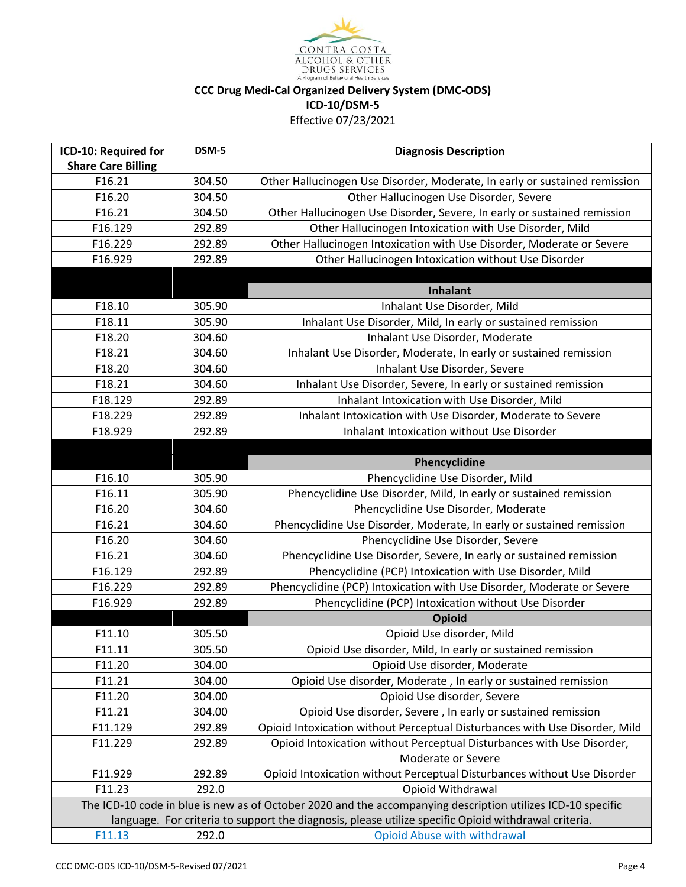CONTRA COSTA ALCOHOL & OTHER DRUGS SERVICES

A Program of Behavioral Health Services

**CCC Drug Medi-Cal Organized Delivery System (DMC-ODS)**

**ICD-10/DSM-5**

Effective 07/23/2021

| ICD-10: Required for Share Care Billing | DSM-5 | Diagnosis Description |
|---|---|---|
| F16.21 | 304.50 | Other Hallucinogen Use Disorder, Moderate, In early or sustained remission |
| F16.20 | 304.50 | Other Hallucinogen Use Disorder, Severe |
| F16.21 | 304.50 | Other Hallucinogen Use Disorder, Severe, In early or sustained remission |
| F16.129 | 292.89 | Other Hallucinogen Intoxication with Use Disorder, Mild |
| F16.229 | 292.89 | Other Hallucinogen Intoxication with Use Disorder, Moderate or Severe |
| F16.929 | 292.89 | Other Hallucinogen Intoxication without Use Disorder |
| | | **Inhalant** |
| F18.10 | 305.90 | Inhalant Use Disorder, Mild |
| F18.11 | 305.90 | Inhalant Use Disorder, Mild, In early or sustained remission |
| F18.20 | 304.60 | Inhalant Use Disorder, Moderate |
| F18.21 | 304.60 | Inhalant Use Disorder, Moderate, In early or sustained remission |
| F18.20 | 304.60 | Inhalant Use Disorder, Severe |
| F18.21 | 304.60 | Inhalant Use Disorder, Severe, In early or sustained remission |
| F18.129 | 292.89 | Inhalant Intoxication with Use Disorder, Mild |
| F18.229 | 292.89 | Inhalant Intoxication with Use Disorder, Moderate to Severe |
| F18.929 | 292.89 | Inhalant Intoxication without Use Disorder |
| | | **Phencyclidine** |
| F16.10 | 305.90 | Phencyclidine Use Disorder, Mild |
| F16.11 | 305.90 | Phencyclidine Use Disorder, Mild, In early or sustained remission |
| F16.20 | 304.60 | Phencyclidine Use Disorder, Moderate |
| F16.21 | 304.60 | Phencyclidine Use Disorder, Moderate, In early or sustained remission |
| F16.20 | 304.60 | Phencyclidine Use Disorder, Severe |
| F16.21 | 304.60 | Phencyclidine Use Disorder, Severe, In early or sustained remission |
| F16.129 | 292.89 | Phencyclidine (PCP) Intoxication with Use Disorder, Mild |
| F16.229 | 292.89 | Phencyclidine (PCP) Intoxication with Use Disorder, Moderate or Severe |
| F16.929 | 292.89 | Phencyclidine (PCP) Intoxication without Use Disorder |
| | | **Opioid** |
| F11.10 | 305.50 | Opioid Use disorder, Mild |
| F11.11 | 305.50 | Opioid Use disorder, Mild, In early or sustained remission |
| F11.20 | 304.00 | Opioid Use disorder, Moderate |
| F11.21 | 304.00 | Opioid Use disorder, Moderate , In early or sustained remission |
| F11.20 | 304.00 | Opioid Use disorder, Severe |
| F11.21 | 304.00 | Opioid Use disorder, Severe , In early or sustained remission |
| F11.129 | 292.89 | Opioid Intoxication without Perceptual Disturbances with Use Disorder, Mild |
| F11.229 | 292.89 | Opioid Intoxication without Perceptual Disturbances with Use Disorder, Moderate or Severe |
| F11.929 | 292.89 | Opioid Intoxication without Perceptual Disturbances without Use Disorder |
| F11.23 | 292.0 | Opioid Withdrawal |
| The ICD-10 code in blue is new as of October 2020 and the accompanying description utilizes ICD-10 specific language. For criteria to support the diagnosis, please utilize specific Opioid withdrawal criteria. | | |
| F11.13 | 292.0 | Opioid Abuse with withdrawal |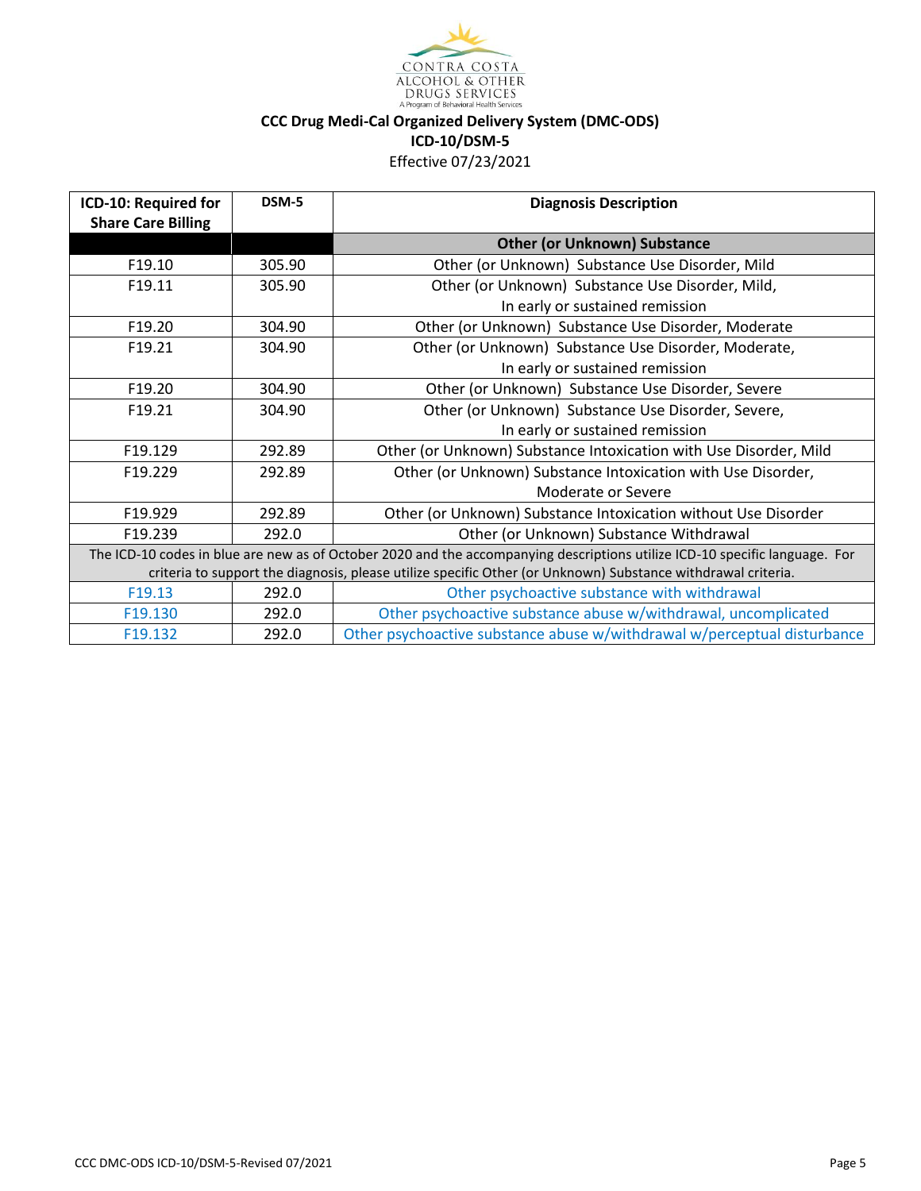CONTRA COSTA ALCOHOL & OTHER DRUGS SERVICES

A Program of Behavioral Health Services

**CCC Drug Medi-Cal Organized Delivery System (DMC-ODS)**

**ICD-10/DSM-5**

Effective 07/23/2021

| ICD-10: Required for Share Care Billing | DSM-5 | Diagnosis Description |
|---|---|---|
| | | **Other (or Unknown) Substance** |
| F19.10 | 305.90 | Other (or Unknown) Substance Use Disorder, Mild |
| F19.11 | 305.90 | Other (or Unknown) Substance Use Disorder, Mild, In early or sustained remission |
| F19.20 | 304.90 | Other (or Unknown) Substance Use Disorder, Moderate |
| F19.21 | 304.90 | Other (or Unknown) Substance Use Disorder, Moderate, In early or sustained remission |
| F19.20 | 304.90 | Other (or Unknown) Substance Use Disorder, Severe |
| F19.21 | 304.90 | Other (or Unknown) Substance Use Disorder, Severe, In early or sustained remission |
| F19.129 | 292.89 | Other (or Unknown) Substance Intoxication with Use Disorder, Mild |
| F19.229 | 292.89 | Other (or Unknown) Substance Intoxication with Use Disorder, Moderate or Severe |
| F19.929 | 292.89 | Other (or Unknown) Substance Intoxication without Use Disorder |
| F19.239 | 292.0 | Other (or Unknown) Substance Withdrawal |
| The ICD-10 codes in blue are new as of October 2020 and the accompanying descriptions utilize ICD-10 specific language. For criteria to support the diagnosis, please utilize specific Other (or Unknown) Substance withdrawal criteria. | | |
| F19.13 | 292.0 | Other psychoactive substance with withdrawal |
| F19.130 | 292.0 | Other psychoactive substance abuse w/withdrawal, uncomplicated |
| F19.132 | 292.0 | Other psychoactive substance abuse w/withdrawal w/perceptual disturbance |